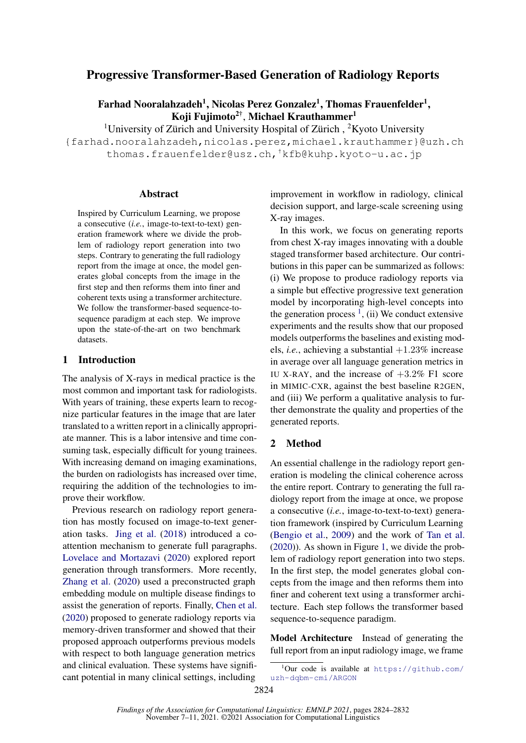# Progressive Transformer-Based Generation of Radiology Reports

**Farhad Nooralahzadeh[1], Nicolas Perez Gonzalez[1], Thomas Frauenfelder[1], Koji Fujimoto[2†], Michael Krauthammer[1]**

[1]University of Zürich and University Hospital of Zürich , [2]Kyoto University

{farhad.nooralahzadeh,nicolas.perez,michael.krauthammer}@uzh.ch
thomas.frauenfelder@usz.ch, [†]kfb@kuhp.kyoto-u.ac.jp

## Abstract

Inspired by Curriculum Learning, we propose a consecutive (*i.e.*, image-to-text-to-text) generation framework where we divide the problem of radiology report generation into two steps. Contrary to generating the full radiology report from the image at once, the model generates global concepts from the image in the first step and then reforms them into finer and coherent texts using a transformer architecture. We follow the transformer-based sequence-to-sequence paradigm at each step. We improve upon the state-of-the-art on two benchmark datasets.

## 1 Introduction

The analysis of X-rays in medical practice is the most common and important task for radiologists. With years of training, these experts learn to recognize particular features in the image that are later translated to a written report in a clinically appropriate manner. This is a labor intensive and time consuming task, especially difficult for young trainees. With increasing demand on imaging examinations, the burden on radiologists has increased over time, requiring the addition of the technologies to improve their workflow.

Previous research on radiology report generation has mostly focused on image-to-text generation tasks. Jing et al. (2018) introduced a co-attention mechanism to generate full paragraphs. Lovelace and Mortazavi (2020) explored report generation through transformers. More recently, Zhang et al. (2020) used a preconstructed graph embedding module on multiple disease findings to assist the generation of reports. Finally, Chen et al. (2020) proposed to generate radiology reports via memory-driven transformer and showed that their proposed approach outperforms previous models with respect to both language generation metrics and clinical evaluation. These systems have significant potential in many clinical settings, including improvement in workflow in radiology, clinical decision support, and large-scale screening using X-ray images.

In this work, we focus on generating reports from chest X-ray images innovating with a double staged transformer based architecture. Our contributions in this paper can be summarized as follows: (i) We propose to produce radiology reports via a simple but effective progressive text generation model by incorporating high-level concepts into the generation process [1], (ii) We conduct extensive experiments and the results show that our proposed models outperforms the baselines and existing models, *i.e.*, achieving a substantial $+1.23\%$ increase in average over all language generation metrics in IU X-RAY, and the increase of $+3.2\%$ F1 score in MIMIC-CXR, against the best baseline R2GEN, and (iii) We perform a qualitative analysis to further demonstrate the quality and properties of the generated reports.

## 2 Method

An essential challenge in the radiology report generation is modeling the clinical coherence across the entire report. Contrary to generating the full radiology report from the image at once, we propose a consecutive (*i.e.*, image-to-text-to-text) generation framework (inspired by Curriculum Learning (Bengio et al., 2009) and the work of Tan et al. (2020)). As shown in Figure 1, we divide the problem of radiology report generation into two steps. In the first step, the model generates global concepts from the image and then reforms them into finer and coherent text using a transformer architecture. Each step follows the transformer based sequence-to-sequence paradigm.

**Model Architecture** Instead of generating the full report from an input radiology image, we frame

[1]Our code is available at https://github.com/uzh-dqbm-cmi/ARGON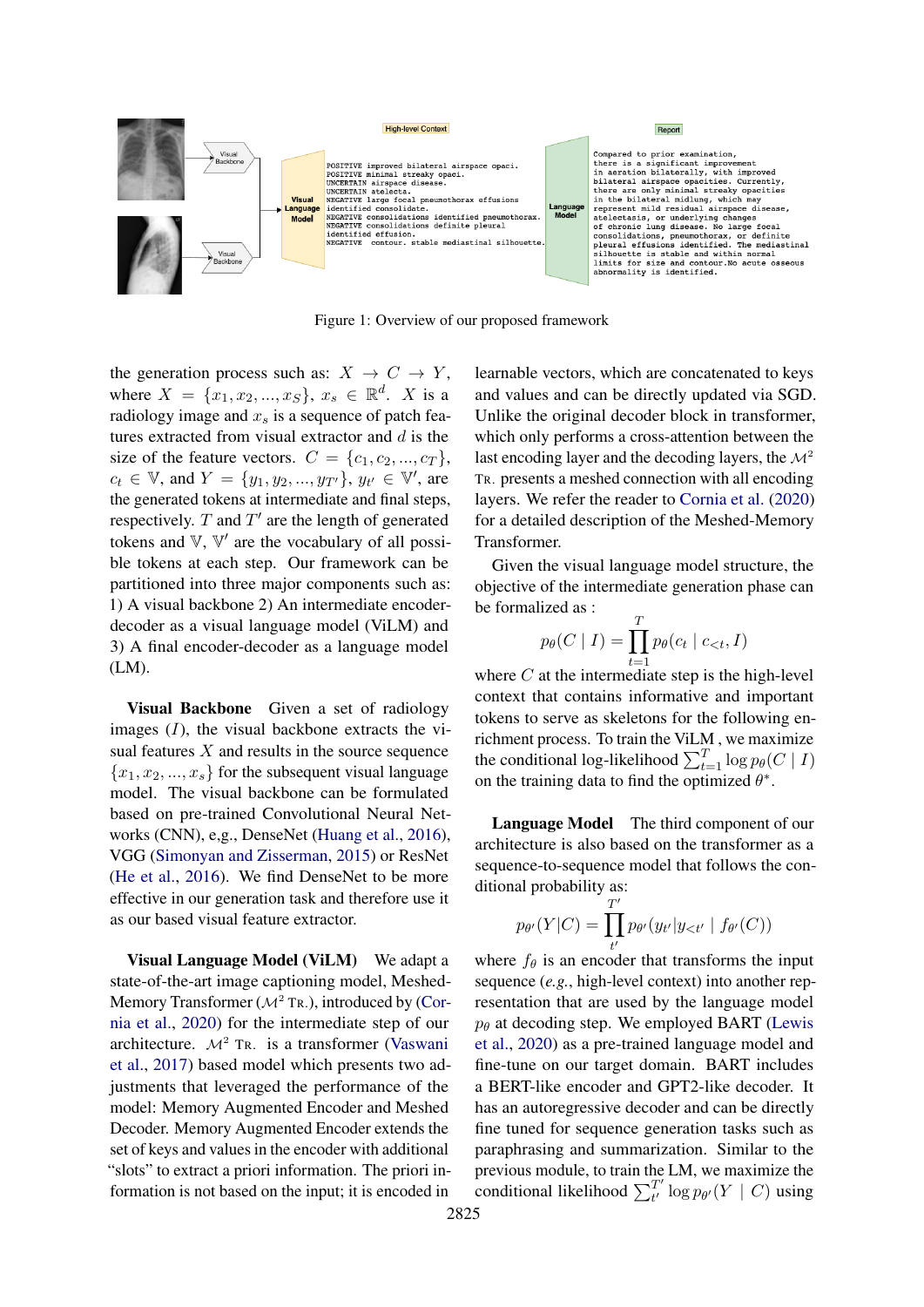Figure 1: Overview of our proposed framework

the generation process such as: $X \rightarrow C \rightarrow Y$, where $X = \{x_1, x_2, ..., x_S\}$, $x_s \in \mathbb{R}^d$. $X$ is a radiology image and $x_s$ is a sequence of patch features extracted from visual extractor and $d$ is the size of the feature vectors. $C = \{c_1, c_2, ..., c_T\}$, $c_t \in \mathbb{V}$, and $Y = \{y_1, y_2, ..., y_{T'}\}$, $y_{t'} \in \mathbb{V}'$, are the generated tokens at intermediate and final steps, respectively. $T$ and $T'$ are the length of generated tokens and $\mathbb{V}$, $\mathbb{V}'$ are the vocabulary of all possible tokens at each step. Our framework can be partitioned into three major components such as: 1) A visual backbone 2) An intermediate encoder-decoder as a visual language model (ViLM) and 3) A final encoder-decoder as a language model (LM).

**Visual Backbone** Given a set of radiology images ($I$), the visual backbone extracts the visual features $X$ and results in the source sequence $\{x_1, x_2, ..., x_s\}$ for the subsequent visual language model. The visual backbone can be formulated based on pre-trained Convolutional Neural Networks (CNN), e,g., DenseNet (Huang et al., 2016), VGG (Simonyan and Zisserman, 2015) or ResNet (He et al., 2016). We find DenseNet to be more effective in our generation task and therefore use it as our based visual feature extractor.

**Visual Language Model (ViLM)** We adapt a state-of-the-art image captioning model, Meshed-Memory Transformer ($\mathcal{M}^2$ Tr.), introduced by (Cornia et al., 2020) for the intermediate step of our architecture. $\mathcal{M}^2$ Tr. is a transformer (Vaswani et al., 2017) based model which presents two adjustments that leveraged the performance of the model: Memory Augmented Encoder and Meshed Decoder. Memory Augmented Encoder extends the set of keys and values in the encoder with additional "slots" to extract a priori information. The priori information is not based on the input; it is encoded in learnable vectors, which are concatenated to keys and values and can be directly updated via SGD. Unlike the original decoder block in transformer, which only performs a cross-attention between the last encoding layer and the decoding layers, the $\mathcal{M}^2$ Tr. presents a meshed connection with all encoding layers. We refer the reader to Cornia et al. (2020) for a detailed description of the Meshed-Memory Transformer.

Given the visual language model structure, the objective of the intermediate generation phase can be formalized as :

$$p_\theta(C \mid I) = \prod_{t=1}^{T} p_\theta(c_t \mid c_{<t}, I)$$

where $C$ at the intermediate step is the high-level context that contains informative and important tokens to serve as skeletons for the following enrichment process. To train the ViLM , we maximize the conditional log-likelihood $\sum_{t=1}^{T} \log p_\theta(C \mid I)$ on the training data to find the optimized $\theta^*$.

**Language Model** The third component of our architecture is also based on the transformer as a sequence-to-sequence model that follows the conditional probability as:

$$p_{\theta'}(Y|C) = \prod_{t'}^{T'} p_{\theta'}(y_{t'}|y_{<t'} \mid f_{\theta'}(C))$$

where $f_\theta$ is an encoder that transforms the input sequence (*e.g.*, high-level context) into another representation that are used by the language model $p_\theta$ at decoding step. We employed BART (Lewis et al., 2020) as a pre-trained language model and fine-tune on our target domain. BART includes a BERT-like encoder and GPT2-like decoder. It has an autoregressive decoder and can be directly fine tuned for sequence generation tasks such as paraphrasing and summarization. Similar to the previous module, to train the LM, we maximize the conditional likelihood $\sum_{t'}^{T'} \log p_{\theta'}(Y \mid C)$ using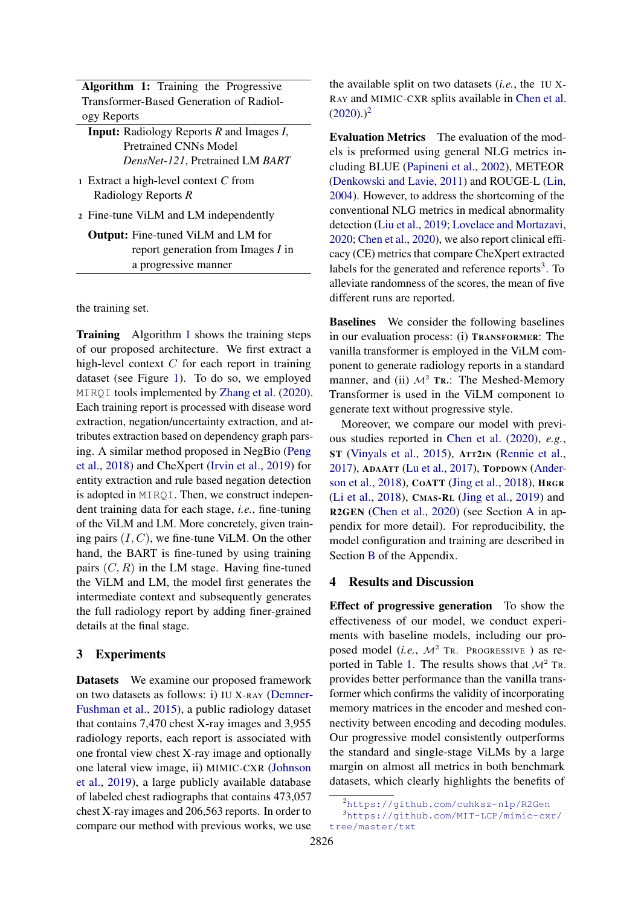**Algorithm 1:** Training the Progressive Transformer-Based Generation of Radiology Reports

**Input:** Radiology Reports $R$ and Images $I$, Pretrained CNNs Model *DensNet-121*, Pretrained LM *BART*

1. Extract a high-level context $C$ from Radiology Reports $R$
2. Fine-tune ViLM and LM independently

**Output:** Fine-tuned ViLM and LM for report generation from Images $I$ in a progressive manner

the training set.

**Training** Algorithm 1 shows the training steps of our proposed architecture. We first extract a high-level context $C$ for each report in training dataset (see Figure 1). To do so, we employed `MIRQI` tools implemented by Zhang et al. (2020). Each training report is processed with disease word extraction, negation/uncertainty extraction, and attributes extraction based on dependency graph parsing. A similar method proposed in NegBio (Peng et al., 2018) and CheXpert (Irvin et al., 2019) for entity extraction and rule based negation detection is adopted in `MIRQI`. Then, we construct independent training data for each stage, *i.e.*, fine-tuning of the ViLM and LM. More concretely, given training pairs $(I, C)$, we fine-tune ViLM. On the other hand, the BART is fine-tuned by using training pairs $(C, R)$ in the LM stage. Having fine-tuned the ViLM and LM, the model first generates the intermediate context and subsequently generates the full radiology report by adding finer-grained details at the final stage.

## 3 Experiments

**Datasets** We examine our proposed framework on two datasets as follows: i) IU X-RAY (Demner-Fushman et al., 2015), a public radiology dataset that contains 7,470 chest X-ray images and 3,955 radiology reports, each report is associated with one frontal view chest X-ray image and optionally one lateral view image, ii) MIMIC-CXR (Johnson et al., 2019), a large publicly available database of labeled chest radiographs that contains 473,057 chest X-ray images and 206,563 reports. In order to compare our method with previous works, we use the available split on two datasets (*i.e.*, the IU X-RAY and MIMIC-CXR splits available in Chen et al. (2020).)[2]

**Evaluation Metrics** The evaluation of the models is preformed using general NLG metrics including BLUE (Papineni et al., 2002), METEOR (Denkowski and Lavie, 2011) and ROUGE-L (Lin, 2004). However, to address the shortcoming of the conventional NLG metrics in medical abnormality detection (Liu et al., 2019; Lovelace and Mortazavi, 2020; Chen et al., 2020), we also report clinical efficacy (CE) metrics that compare CheXpert extracted labels for the generated and reference reports[3]. To alleviate randomness of the scores, the mean of five different runs are reported.

**Baselines** We consider the following baselines in our evaluation process: (i) TRANSFORMER: The vanilla transformer is employed in the ViLM component to generate radiology reports in a standard manner, and (ii) $\mathcal{M}^2$ TR.: The Meshed-Memory Transformer is used in the ViLM component to generate text without progressive style.

Moreover, we compare our model with previous studies reported in Chen et al. (2020), *e.g.*, **ST** (Vinyals et al., 2015), **ATT2IN** (Rennie et al., 2017), **ADAATT** (Lu et al., 2017), **TOPDOWN** (Anderson et al., 2018), **COATT** (Jing et al., 2018), **HRGR** (Li et al., 2018), **CMAS-RL** (Jing et al., 2019) and **R2GEN** (Chen et al., 2020) (see Section A in appendix for more detail). For reproducibility, the model configuration and training are described in Section B of the Appendix.

## 4 Results and Discussion

**Effect of progressive generation** To show the effectiveness of our model, we conduct experiments with baseline models, including our proposed model (*i.e.*, $\mathcal{M}^2$ TR. PROGRESSIVE ) as reported in Table 1. The results shows that $\mathcal{M}^2$ TR. provides better performance than the vanilla transformer which confirms the validity of incorporating memory matrices in the encoder and meshed connectivity between encoding and decoding modules. Our progressive model consistently outperforms the standard and single-stage ViLMs by a large margin on almost all metrics in both benchmark datasets, which clearly highlights the benefits of

[2] https://github.com/cuhksz-nlp/R2Gen

[3] https://github.com/MIT-LCP/mimic-cxr/tree/master/txt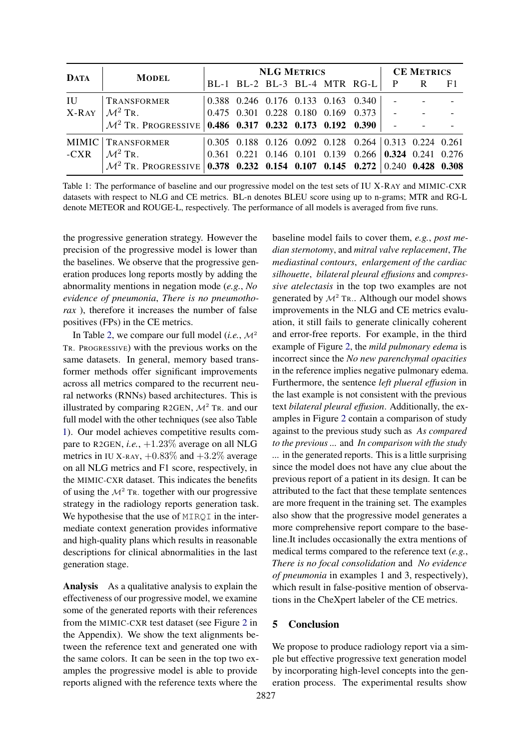| DATA | MODEL | NLG METRICS | | | | | | CE METRICS | | |
|---|---|---|---|---|---|---|---|---|---|---|
| | | BL-1 | BL-2 | BL-3 | BL-4 | MTR | RG-L | P | R | F1 |
| IU X-RAY | TRANSFORMER | 0.388 | 0.246 | 0.176 | 0.133 | 0.163 | 0.340 | - | - | - |
| | $\mathcal{M}^2$ TR. | 0.475 | 0.301 | 0.228 | 0.180 | 0.169 | 0.373 | - | - | - |
| | $\mathcal{M}^2$ TR. PROGRESSIVE | **0.486** | **0.317** | **0.232** | **0.173** | **0.192** | **0.390** | - | - | - |
| MIMIC-CXR | TRANSFORMER | 0.305 | 0.188 | 0.126 | 0.092 | 0.128 | 0.264 | 0.313 | 0.224 | 0.261 |
| | $\mathcal{M}^2$ TR. | 0.361 | 0.221 | 0.146 | 0.101 | 0.139 | 0.266 | **0.324** | 0.241 | 0.276 |
| | $\mathcal{M}^2$ TR. PROGRESSIVE | **0.378** | **0.232** | **0.154** | **0.107** | **0.145** | **0.272** | 0.240 | **0.428** | **0.308** |

Table 1: The performance of baseline and our progressive model on the test sets of IU X-RAY and MIMIC-CXR datasets with respect to NLG and CE metrics. BL-n denotes BLEU score using up to n-grams; MTR and RG-L denote METEOR and ROUGE-L, respectively. The performance of all models is averaged from five runs.

the progressive generation strategy. However the precision of the progressive model is lower than the baselines. We observe that the progressive generation produces long reports mostly by adding the abnormality mentions in negation mode (*e.g.*, *No evidence of pneumonia*, *There is no pneumothorax* ), therefore it increases the number of false positives (FPs) in the CE metrics.

In Table 2, we compare our full model (*i.e.*, $\mathcal{M}^2$ TR. PROGRESSIVE) with the previous works on the same datasets. In general, memory based transformer methods offer significant improvements across all metrics compared to the recurrent neural networks (RNNs) based architectures. This is illustrated by comparing R2GEN, $\mathcal{M}^2$ TR. and our full model with the other techniques (see also Table 1). Our model achieves competitive results compare to R2GEN, *i.e.*, $+1.23\%$ average on all NLG metrics in IU X-RAY, $+0.83\%$ and $+3.2\%$ average on all NLG metrics and F1 score, respectively, in the MIMIC-CXR dataset. This indicates the benefits of using the $\mathcal{M}^2$ TR. together with our progressive strategy in the radiology reports generation task. We hypothesise that the use of MIRQI in the intermediate context generation provides informative and high-quality plans which results in reasonable descriptions for clinical abnormalities in the last generation stage.

**Analysis** As a qualitative analysis to explain the effectiveness of our progressive model, we examine some of the generated reports with their references from the MIMIC-CXR test dataset (see Figure 2 in the Appendix). We show the text alignments between the reference text and generated one with the same colors. It can be seen in the top two examples the progressive model is able to provide reports aligned with the reference texts where the baseline model fails to cover them, *e.g.*, *post median sternotomy*, and *mitral valve replacement*, *The mediastinal contours*, *enlargement of the cardiac silhouette*, *bilateral pleural effusions* and *compressive atelectasis* in the top two examples are not generated by $\mathcal{M}^2$ TR.. Although our model shows improvements in the NLG and CE metrics evaluation, it still fails to generate clinically coherent and error-free reports. For example, in the third example of Figure 2, the *mild pulmonary edema* is incorrect since the *No new parenchymal opacities* in the reference implies negative pulmonary edema. Furthermore, the sentence *left plueral effusion* in the last example is not consistent with the previous text *bilateral pleural effusion*. Additionally, the examples in Figure 2 contain a comparison of study against to the previous study such as *As compared to the previous ...* and *In comparison with the study ...* in the generated reports. This is a little surprising since the model does not have any clue about the previous report of a patient in its design. It can be attributed to the fact that these template sentences are more frequent in the training set. The examples also show that the progressive model generates a more comprehensive report compare to the baseline.It includes occasionally the extra mentions of medical terms compared to the reference text (*e.g.*, *There is no focal consolidation* and *No evidence of pneumonia* in examples 1 and 3, respectively), which result in false-positive mention of observations in the CheXpert labeler of the CE metrics.

## 5 Conclusion

We propose to produce radiology report via a simple but effective progressive text generation model by incorporating high-level concepts into the generation process. The experimental results show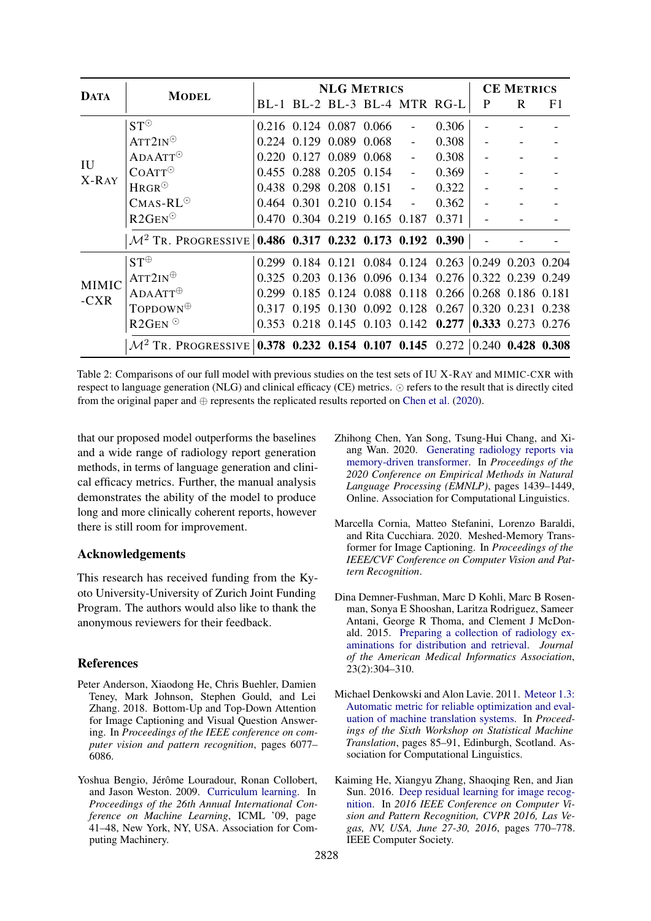| Data | Model | NLG Metrics | | | | | | CE Metrics | | |
|---|---|---|---|---|---|---|---|---|---|---|
| | | BL-1 | BL-2 | BL-3 | BL-4 | MTR | RG-L | P | R | F1 |
| IU X-Ray | ST$^{\odot}$ | 0.216 | 0.124 | 0.087 | 0.066 | - | 0.306 | - | - | - |
| | Att2in$^{\odot}$ | 0.224 | 0.129 | 0.089 | 0.068 | - | 0.308 | - | - | - |
| | AdaAtt$^{\odot}$ | 0.220 | 0.127 | 0.089 | 0.068 | - | 0.308 | - | - | - |
| | CoAtt$^{\odot}$ | 0.455 | 0.288 | 0.205 | 0.154 | - | 0.369 | - | - | - |
| | HRGR$^{\odot}$ | 0.438 | 0.298 | 0.208 | 0.151 | - | 0.322 | - | - | - |
| | CMAS-RL$^{\odot}$ | 0.464 | 0.301 | 0.210 | 0.154 | - | 0.362 | - | - | - |
| | R2Gen$^{\odot}$ | 0.470 | 0.304 | 0.219 | 0.165 | 0.187 | 0.371 | - | - | - |
| | $\mathcal{M}^2$ Tr. Progressive | **0.486** | **0.317** | **0.232** | **0.173** | **0.192** | **0.390** | - | - | - |
| MIMIC-CXR | ST$^{\oplus}$ | 0.299 | 0.184 | 0.121 | 0.084 | 0.124 | 0.263 | 0.249 | 0.203 | 0.204 |
| | Att2in$^{\oplus}$ | 0.325 | 0.203 | 0.136 | 0.096 | 0.134 | 0.276 | 0.322 | 0.239 | 0.249 |
| | AdaAtt$^{\oplus}$ | 0.299 | 0.185 | 0.124 | 0.088 | 0.118 | 0.266 | 0.268 | 0.186 | 0.181 |
| | TopDown$^{\oplus}$ | 0.317 | 0.195 | 0.130 | 0.092 | 0.128 | 0.267 | 0.320 | 0.231 | 0.238 |
| | R2Gen$^{\odot}$ | 0.353 | 0.218 | 0.145 | 0.103 | 0.142 | **0.277** | **0.333** | 0.273 | 0.276 |
| | $\mathcal{M}^2$ Tr. Progressive | **0.378** | **0.232** | **0.154** | **0.107** | **0.145** | 0.272 | 0.240 | **0.428** | **0.308** |

Table 2: Comparisons of our full model with previous studies on the test sets of IU X-Ray and MIMIC-CXR with respect to language generation (NLG) and clinical efficacy (CE) metrics. $\odot$ refers to the result that is directly cited from the original paper and $\oplus$ represents the replicated results reported on Chen et al. (2020).

that our proposed model outperforms the baselines and a wide range of radiology report generation methods, in terms of language generation and clinical efficacy metrics. Further, the manual analysis demonstrates the ability of the model to produce long and more clinically coherent reports, however there is still room for improvement.

## Acknowledgements

This research has received funding from the Kyoto University-University of Zurich Joint Funding Program. The authors would also like to thank the anonymous reviewers for their feedback.

## References

Peter Anderson, Xiaodong He, Chris Buehler, Damien Teney, Mark Johnson, Stephen Gould, and Lei Zhang. 2018. Bottom-Up and Top-Down Attention for Image Captioning and Visual Question Answering. In *Proceedings of the IEEE conference on computer vision and pattern recognition*, pages 6077–6086.

Yoshua Bengio, Jérôme Louradour, Ronan Collobert, and Jason Weston. 2009. Curriculum learning. In *Proceedings of the 26th Annual International Conference on Machine Learning*, ICML '09, page 41–48, New York, NY, USA. Association for Computing Machinery.

Zhihong Chen, Yan Song, Tsung-Hui Chang, and Xiang Wan. 2020. Generating radiology reports via memory-driven transformer. In *Proceedings of the 2020 Conference on Empirical Methods in Natural Language Processing (EMNLP)*, pages 1439–1449, Online. Association for Computational Linguistics.

Marcella Cornia, Matteo Stefanini, Lorenzo Baraldi, and Rita Cucchiara. 2020. Meshed-Memory Transformer for Image Captioning. In *Proceedings of the IEEE/CVF Conference on Computer Vision and Pattern Recognition*.

Dina Demner-Fushman, Marc D Kohli, Marc B Rosenman, Sonya E Shooshan, Laritza Rodriguez, Sameer Antani, George R Thoma, and Clement J McDonald. 2015. Preparing a collection of radiology examinations for distribution and retrieval. *Journal of the American Medical Informatics Association*, 23(2):304–310.

Michael Denkowski and Alon Lavie. 2011. Meteor 1.3: Automatic metric for reliable optimization and evaluation of machine translation systems. In *Proceedings of the Sixth Workshop on Statistical Machine Translation*, pages 85–91, Edinburgh, Scotland. Association for Computational Linguistics.

Kaiming He, Xiangyu Zhang, Shaoqing Ren, and Jian Sun. 2016. Deep residual learning for image recognition. In *2016 IEEE Conference on Computer Vision and Pattern Recognition, CVPR 2016, Las Vegas, NV, USA, June 27-30, 2016*, pages 770–778. IEEE Computer Society.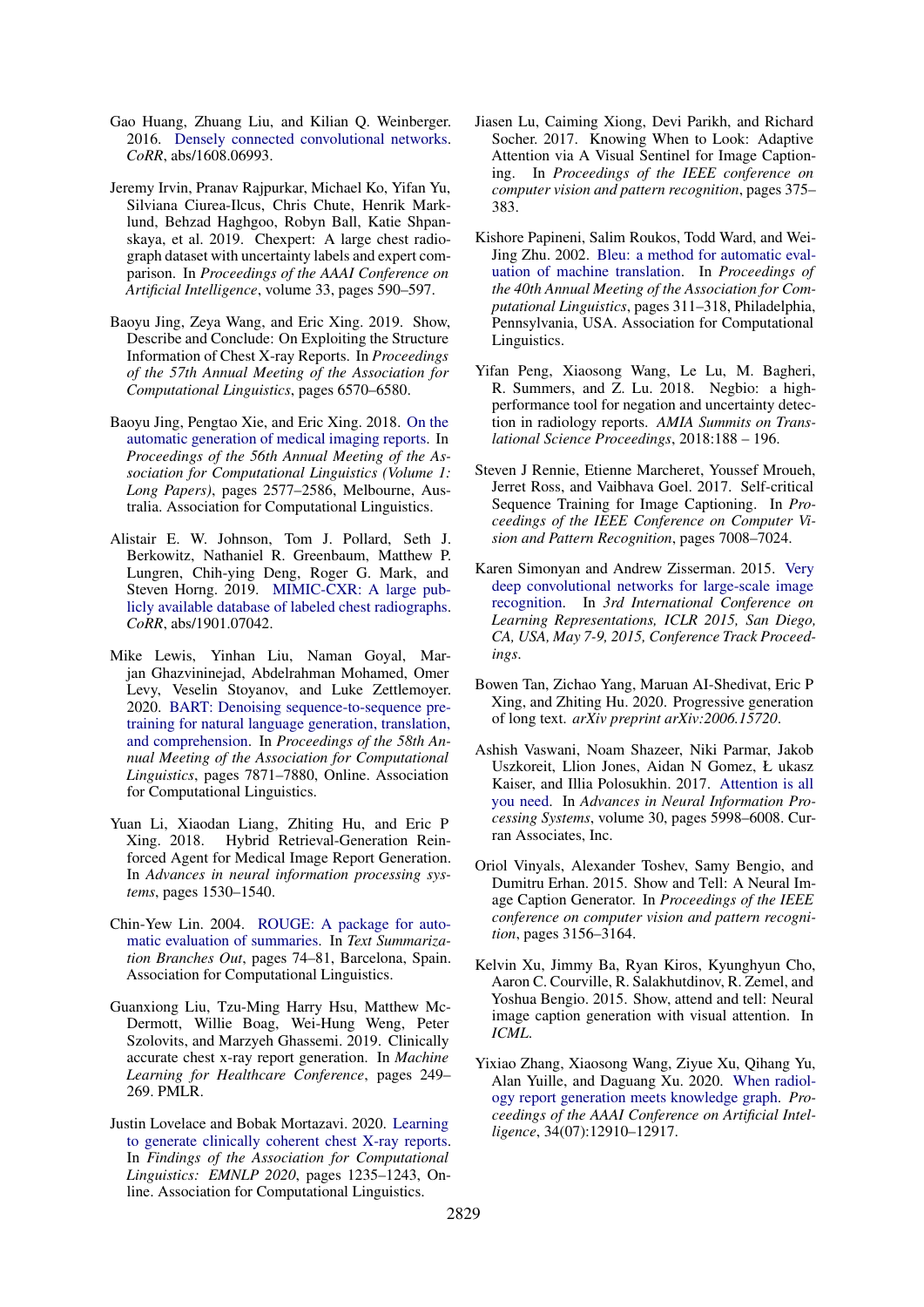Gao Huang, Zhuang Liu, and Kilian Q. Weinberger. 2016. Densely connected convolutional networks. *CoRR*, abs/1608.06993.

Jeremy Irvin, Pranav Rajpurkar, Michael Ko, Yifan Yu, Silviana Ciurea-Ilcus, Chris Chute, Henrik Marklund, Behzad Haghgoo, Robyn Ball, Katie Shpanskaya, et al. 2019. Chexpert: A large chest radiograph dataset with uncertainty labels and expert comparison. In *Proceedings of the AAAI Conference on Artificial Intelligence*, volume 33, pages 590–597.

Baoyu Jing, Zeya Wang, and Eric Xing. 2019. Show, Describe and Conclude: On Exploiting the Structure Information of Chest X-ray Reports. In *Proceedings of the 57th Annual Meeting of the Association for Computational Linguistics*, pages 6570–6580.

Baoyu Jing, Pengtao Xie, and Eric Xing. 2018. On the automatic generation of medical imaging reports. In *Proceedings of the 56th Annual Meeting of the Association for Computational Linguistics (Volume 1: Long Papers)*, pages 2577–2586, Melbourne, Australia. Association for Computational Linguistics.

Alistair E. W. Johnson, Tom J. Pollard, Seth J. Berkowitz, Nathaniel R. Greenbaum, Matthew P. Lungren, Chih-ying Deng, Roger G. Mark, and Steven Horng. 2019. MIMIC-CXR: A large publicly available database of labeled chest radiographs. *CoRR*, abs/1901.07042.

Mike Lewis, Yinhan Liu, Naman Goyal, Marjan Ghazvininejad, Abdelrahman Mohamed, Omer Levy, Veselin Stoyanov, and Luke Zettlemoyer. 2020. BART: Denoising sequence-to-sequence pre-training for natural language generation, translation, and comprehension. In *Proceedings of the 58th Annual Meeting of the Association for Computational Linguistics*, pages 7871–7880, Online. Association for Computational Linguistics.

Yuan Li, Xiaodan Liang, Zhiting Hu, and Eric P Xing. 2018. Hybrid Retrieval-Generation Reinforced Agent for Medical Image Report Generation. In *Advances in neural information processing systems*, pages 1530–1540.

Chin-Yew Lin. 2004. ROUGE: A package for automatic evaluation of summaries. In *Text Summarization Branches Out*, pages 74–81, Barcelona, Spain. Association for Computational Linguistics.

Guanxiong Liu, Tzu-Ming Harry Hsu, Matthew McDermott, Willie Boag, Wei-Hung Weng, Peter Szolovits, and Marzyeh Ghassemi. 2019. Clinically accurate chest x-ray report generation. In *Machine Learning for Healthcare Conference*, pages 249–269. PMLR.

Justin Lovelace and Bobak Mortazavi. 2020. Learning to generate clinically coherent chest X-ray reports. In *Findings of the Association for Computational Linguistics: EMNLP 2020*, pages 1235–1243, Online. Association for Computational Linguistics.

Jiasen Lu, Caiming Xiong, Devi Parikh, and Richard Socher. 2017. Knowing When to Look: Adaptive Attention via A Visual Sentinel for Image Captioning. In *Proceedings of the IEEE conference on computer vision and pattern recognition*, pages 375–383.

Kishore Papineni, Salim Roukos, Todd Ward, and Wei-Jing Zhu. 2002. Bleu: a method for automatic evaluation of machine translation. In *Proceedings of the 40th Annual Meeting of the Association for Computational Linguistics*, pages 311–318, Philadelphia, Pennsylvania, USA. Association for Computational Linguistics.

Yifan Peng, Xiaosong Wang, Le Lu, M. Bagheri, R. Summers, and Z. Lu. 2018. Negbio: a high-performance tool for negation and uncertainty detection in radiology reports. *AMIA Summits on Translational Science Proceedings*, 2018:188 – 196.

Steven J Rennie, Etienne Marcheret, Youssef Mroueh, Jerret Ross, and Vaibhava Goel. 2017. Self-critical Sequence Training for Image Captioning. In *Proceedings of the IEEE Conference on Computer Vision and Pattern Recognition*, pages 7008–7024.

Karen Simonyan and Andrew Zisserman. 2015. Very deep convolutional networks for large-scale image recognition. In *3rd International Conference on Learning Representations, ICLR 2015, San Diego, CA, USA, May 7-9, 2015, Conference Track Proceedings*.

Bowen Tan, Zichao Yang, Maruan AI-Shedivat, Eric P Xing, and Zhiting Hu. 2020. Progressive generation of long text. *arXiv preprint arXiv:2006.15720*.

Ashish Vaswani, Noam Shazeer, Niki Parmar, Jakob Uszkoreit, Llion Jones, Aidan N Gomez, Ł ukasz Kaiser, and Illia Polosukhin. 2017. Attention is all you need. In *Advances in Neural Information Processing Systems*, volume 30, pages 5998–6008. Curran Associates, Inc.

Oriol Vinyals, Alexander Toshev, Samy Bengio, and Dumitru Erhan. 2015. Show and Tell: A Neural Image Caption Generator. In *Proceedings of the IEEE conference on computer vision and pattern recognition*, pages 3156–3164.

Kelvin Xu, Jimmy Ba, Ryan Kiros, Kyunghyun Cho, Aaron C. Courville, R. Salakhutdinov, R. Zemel, and Yoshua Bengio. 2015. Show, attend and tell: Neural image caption generation with visual attention. In *ICML*.

Yixiao Zhang, Xiaosong Wang, Ziyue Xu, Qihang Yu, Alan Yuille, and Daguang Xu. 2020. When radiology report generation meets knowledge graph. *Proceedings of the AAAI Conference on Artificial Intelligence*, 34(07):12910–12917.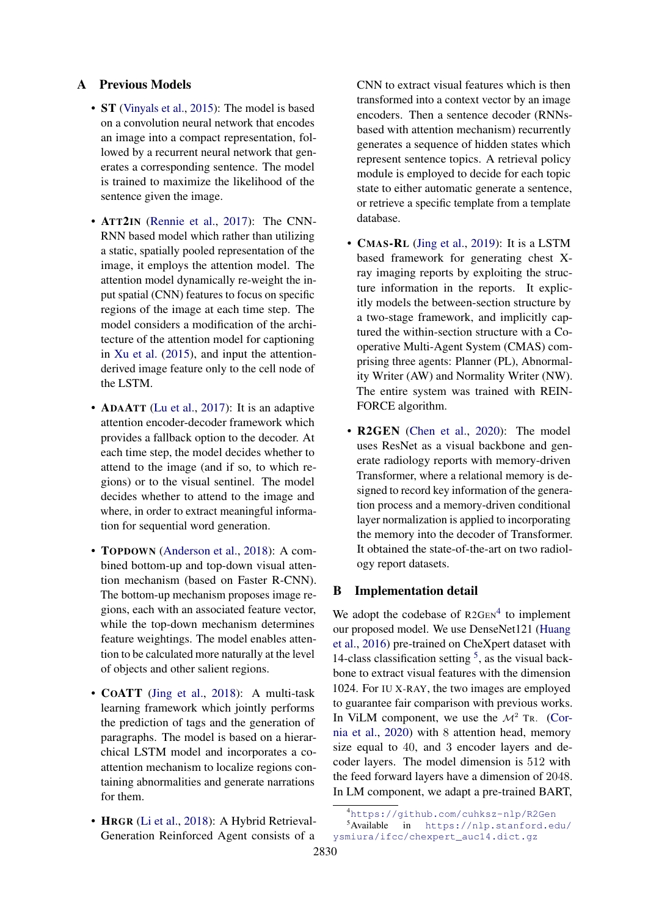## A Previous Models

- **ST** (Vinyals et al., 2015): The model is based on a convolution neural network that encodes an image into a compact representation, followed by a recurrent neural network that generates a corresponding sentence. The model is trained to maximize the likelihood of the sentence given the image.

- **ATT2IN** (Rennie et al., 2017): The CNN-RNN based model which rather than utilizing a static, spatially pooled representation of the image, it employs the attention model. The attention model dynamically re-weight the input spatial (CNN) features to focus on specific regions of the image at each time step. The model considers a modification of the architecture of the attention model for captioning in Xu et al. (2015), and input the attention-derived image feature only to the cell node of the LSTM.

- **ADAATT** (Lu et al., 2017): It is an adaptive attention encoder-decoder framework which provides a fallback option to the decoder. At each time step, the model decides whether to attend to the image (and if so, to which regions) or to the visual sentinel. The model decides whether to attend to the image and where, in order to extract meaningful information for sequential word generation.

- **TOPDOWN** (Anderson et al., 2018): A combined bottom-up and top-down visual attention mechanism (based on Faster R-CNN). The bottom-up mechanism proposes image regions, each with an associated feature vector, while the top-down mechanism determines feature weightings. The model enables attention to be calculated more naturally at the level of objects and other salient regions.

- **COATT** (Jing et al., 2018): A multi-task learning framework which jointly performs the prediction of tags and the generation of paragraphs. The model is based on a hierarchical LSTM model and incorporates a co-attention mechanism to localize regions containing abnormalities and generate narrations for them.

- **HRGR** (Li et al., 2018): A Hybrid Retrieval-Generation Reinforced Agent consists of a CNN to extract visual features which is then transformed into a context vector by an image encoders. Then a sentence decoder (RNNs-based with attention mechanism) recurrently generates a sequence of hidden states which represent sentence topics. A retrieval policy module is employed to decide for each topic state to either automatic generate a sentence, or retrieve a specific template from a template database.

- **CMAS-RL** (Jing et al., 2019): It is a LSTM based framework for generating chest X-ray imaging reports by exploiting the structure information in the reports. It explicitly models the between-section structure by a two-stage framework, and implicitly captured the within-section structure with a Cooperative Multi-Agent System (CMAS) comprising three agents: Planner (PL), Abnormality Writer (AW) and Normality Writer (NW). The entire system was trained with REINFORCE algorithm.

- **R2GEN** (Chen et al., 2020): The model uses ResNet as a visual backbone and generate radiology reports with memory-driven Transformer, where a relational memory is designed to record key information of the generation process and a memory-driven conditional layer normalization is applied to incorporating the memory into the decoder of Transformer. It obtained the state-of-the-art on two radiology report datasets.

## B Implementation detail

We adopt the codebase of R2GEN[4] to implement our proposed model. We use DenseNet121 (Huang et al., 2016) pre-trained on CheXpert dataset with 14-class classification setting [5], as the visual backbone to extract visual features with the dimension 1024. For IU X-RAY, the two images are employed to guarantee fair comparison with previous works. In ViLM component, we use the $\mathcal{M}^2$ TR. (Cornia et al., 2020) with 8 attention head, memory size equal to 40, and 3 encoder layers and decoder layers. The model dimension is 512 with the feed forward layers have a dimension of 2048. In LM component, we adapt a pre-trained BART,

[4] https://github.com/cuhksz-nlp/R2Gen

[5] Available in https://nlp.stanford.edu/ysmiura/ifcc/chexpert_auc14.dict.gz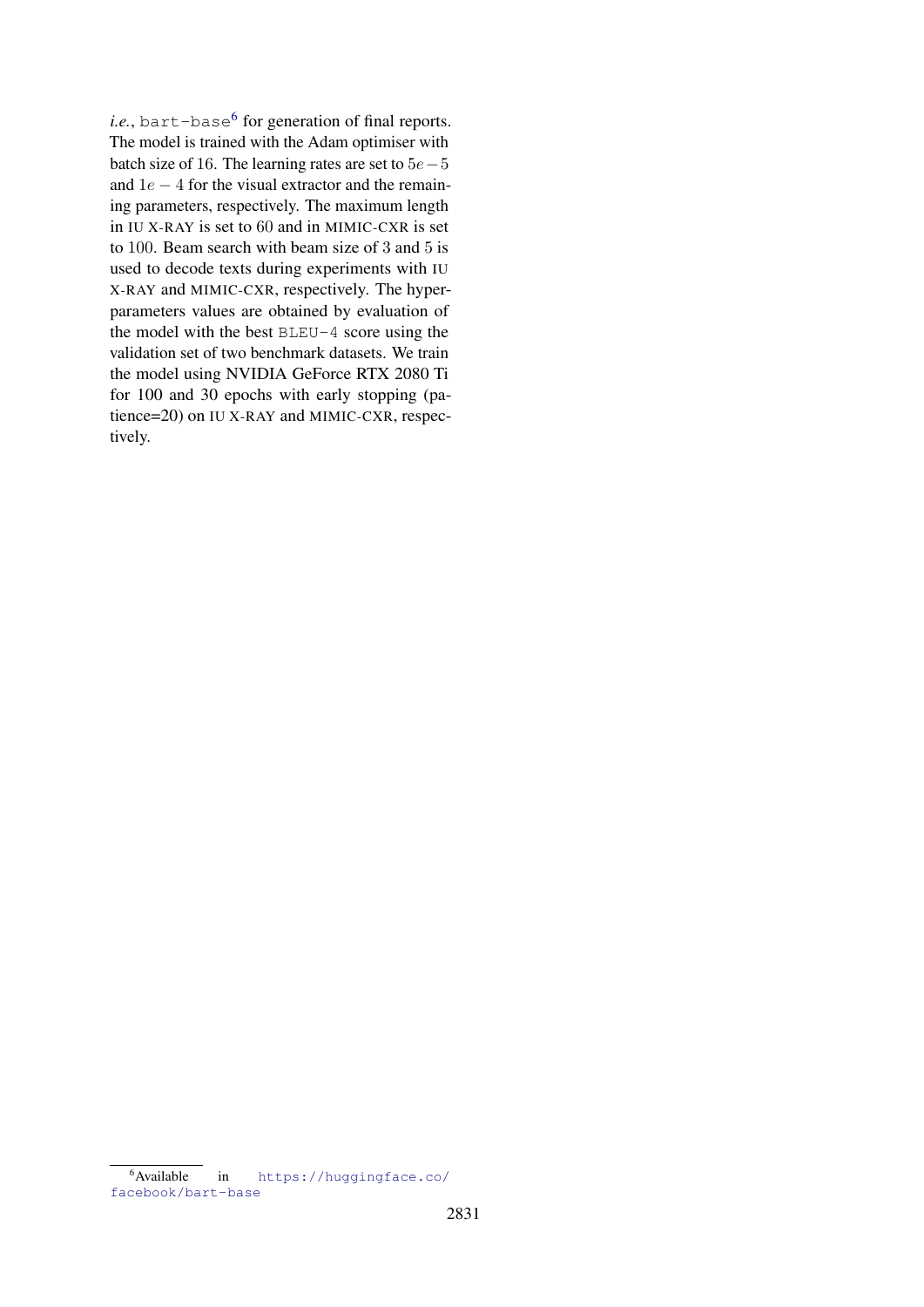*i.e.*, `bart-base`[6] for generation of final reports. The model is trained with the Adam optimiser with batch size of 16. The learning rates are set to $5e-5$ and $1e-4$ for the visual extractor and the remaining parameters, respectively. The maximum length in IU X-RAY is set to 60 and in MIMIC-CXR is set to 100. Beam search with beam size of 3 and 5 is used to decode texts during experiments with IU X-RAY and MIMIC-CXR, respectively. The hyper-parameters values are obtained by evaluation of the model with the best `BLEU-4` score using the validation set of two benchmark datasets. We train the model using NVIDIA GeForce RTX 2080 Ti for 100 and 30 epochs with early stopping (patience=20) on IU X-RAY and MIMIC-CXR, respectively.

[6] Available in https://huggingface.co/facebook/bart-base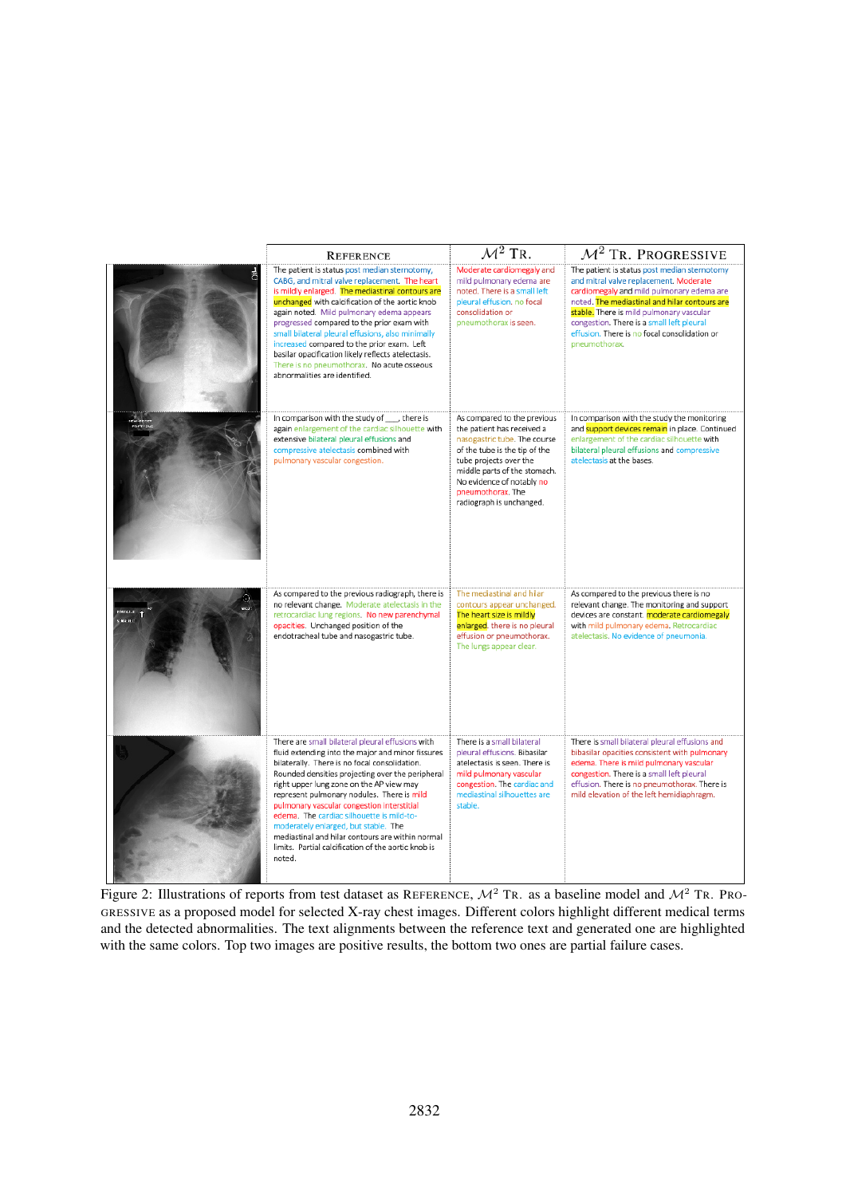| | REFERENCE | $\mathcal{M}^2$ TR. | $\mathcal{M}^2$ TR. PROGRESSIVE |
|---|---|---|---|
| | The patient is status post median sternotomy, CABG, and mitral valve replacement. The heart is mildly enlarged. The mediastinal contours are unchanged with calcification of the aortic knob again noted. Mild pulmonary edema appears progressed compared to the prior exam with small bilateral pleural effusions, also minimally increased compared to the prior exam. Left basilar opacification likely reflects atelectasis. There is no pneumothorax. No acute osseous abnormalities are identified. | Moderate cardiomegaly and mild pulmonary edema are noted. There is a small left pleural effusion. no focal consolidation or pneumothorax is seen. | The patient is status post median sternotomy and mitral valve replacement. Moderate cardiomegaly and mild pulmonary edema are noted. The mediastinal and hilar contours are stable. There is mild pulmonary vascular congestion. There is a small left pleural effusion. There is no focal consolidation or pneumothorax. |
| | In comparison with the study of ___, there is again enlargement of the cardiac silhouette with extensive bilateral pleural effusions and compressive atelectasis combined with pulmonary vascular congestion. | As compared to the previous the patient has received a nasogastric tube. The course of the tube is the tip of the tube projects over the middle parts of the stomach. No evidence of notably no pneumothorax. The radiograph is unchanged. | In comparison with the study the monitoring and support devices remain in place. Continued enlargement of the cardiac silhouette with bilateral pleural effusions and compressive atelectasis at the bases. |
| | As compared to the previous radiograph, there is no relevant change. Moderate atelectasis in the retrocardiac lung regions. No new parenchymal opacities. Unchanged position of the endotracheal tube and nasogastric tube. | The mediastinal and hilar contours appear unchanged. The heart size is mildly enlarged. there is no pleural effusion or pneumothorax. The lungs appear clear. | As compared to the previous there is no relevant change. The monitoring and support devices are constant. moderate cardiomegaly with mild pulmonary edema. Retrocardiac atelectasis. No evidence of pneumonia. |
| | There are small bilateral pleural effusions with fluid extending into the major and minor fissures bilaterally. There is no focal consolidation. Rounded densities projecting over the peripheral right upper lung zone on the AP view may represent pulmonary nodules. There is mild pulmonary vascular congestion interstitial edema. The cardiac silhouette is mild-to-moderately enlarged, but stable. The mediastinal and hilar contours are within normal limits. Partial calcification of the aortic knob is noted. | There is a small bilateral pleural effusions. Bibasilar atelectasis is seen. There is mild pulmonary vascular congestion. The cardiac and mediastinal silhouettes are stable. | There is small bilateral pleural effusions and bibasilar opacities consistent with pulmonary edema. There is mild pulmonary vascular congestion. There is a small left pleural effusion. There is no pneumothorax. There is mild elevation of the left hemidiaphragm. |

Figure 2: Illustrations of reports from test dataset as REFERENCE, $\mathcal{M}^2$ TR. as a baseline model and $\mathcal{M}^2$ TR. PROGRESSIVE as a proposed model for selected X-ray chest images. Different colors highlight different medical terms and the detected abnormalities. The text alignments between the reference text and generated one are highlighted with the same colors. Top two images are positive results, the bottom two ones are partial failure cases.